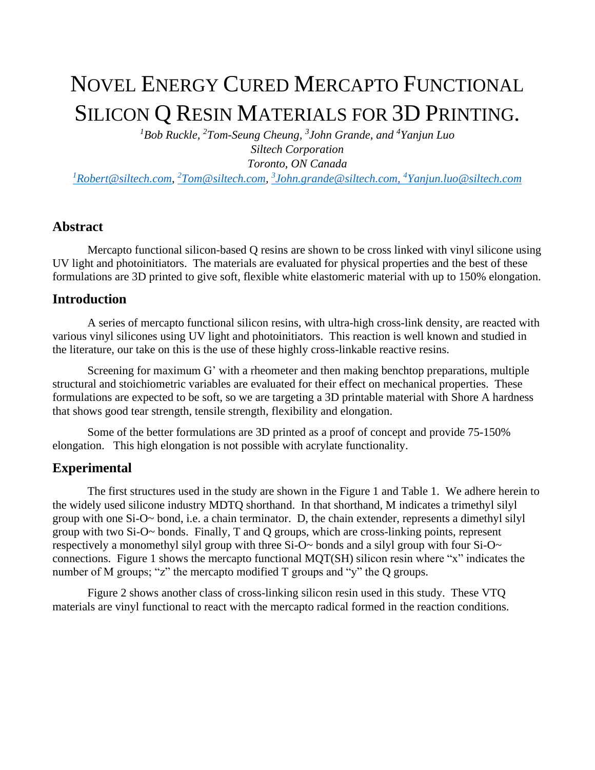# Novel Energy Cured Mercapto Functional Silicon Q Resin Materials for 3D Printing.

*[1]Bob Ruckle, [2]Tom-Seung Cheung, [3]John Grande, and [4]Yanjun Luo*
*Siltech Corporation*
*Toronto, ON Canada*
[1]Robert@siltech.com, [2]Tom@siltech.com, [3]John.grande@siltech.com, [4]Yanjun.luo@siltech.com

## Abstract

Mercapto functional silicon-based Q resins are shown to be cross linked with vinyl silicone using UV light and photoinitiators. The materials are evaluated for physical properties and the best of these formulations are 3D printed to give soft, flexible white elastomeric material with up to 150% elongation.

## Introduction

A series of mercapto functional silicon resins, with ultra-high cross-link density, are reacted with various vinyl silicones using UV light and photoinitiators. This reaction is well known and studied in the literature, our take on this is the use of these highly cross-linkable reactive resins.

Screening for maximum G' with a rheometer and then making benchtop preparations, multiple structural and stoichiometric variables are evaluated for their effect on mechanical properties. These formulations are expected to be soft, so we are targeting a 3D printable material with Shore A hardness that shows good tear strength, tensile strength, flexibility and elongation.

Some of the better formulations are 3D printed as a proof of concept and provide 75-150% elongation. This high elongation is not possible with acrylate functionality.

## Experimental

The first structures used in the study are shown in the Figure 1 and Table 1. We adhere herein to the widely used silicone industry MDTQ shorthand. In that shorthand, M indicates a trimethyl silyl group with one Si-O~ bond, i.e. a chain terminator. D, the chain extender, represents a dimethyl silyl group with two Si-O~ bonds. Finally, T and Q groups, which are cross-linking points, represent respectively a monomethyl silyl group with three Si-O~ bonds and a silyl group with four Si-O~ connections. Figure 1 shows the mercapto functional MQT(SH) silicon resin where "x" indicates the number of M groups; "z" the mercapto modified T groups and "y" the Q groups.

Figure 2 shows another class of cross-linking silicon resin used in this study. These VTQ materials are vinyl functional to react with the mercapto radical formed in the reaction conditions.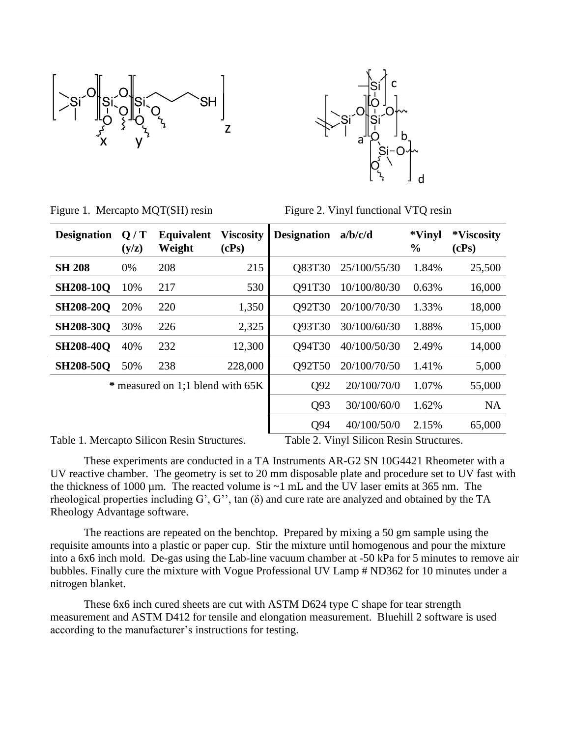Figure 1. Mercapto MQT(SH) resin

Figure 2. Vinyl functional VTQ resin

| Designation | Q / T (y/z) | Equivalent Weight | Viscosity (cPs) |
|---|---|---|---|
| **SH 208** | 0% | 208 | 215 |
| **SH208-10Q** | 10% | 217 | 530 |
| **SH208-20Q** | 20% | 220 | 1,350 |
| **SH208-30Q** | 30% | 226 | 2,325 |
| **SH208-40Q** | 40% | 232 | 12,300 |
| **SH208-50Q** | 50% | 238 | 228,000 |

Table 1. Mercapto Silicon Resin Structures.

| Designation | a/b/c/d | *Vinyl % | *Viscosity (cPs) |
|---|---|---|---|
| Q83T30 | 25/100/55/30 | 1.84% | 25,500 |
| Q91T30 | 10/100/80/30 | 0.63% | 16,000 |
| Q92T30 | 20/100/70/30 | 1.33% | 18,000 |
| Q93T30 | 30/100/60/30 | 1.88% | 15,000 |
| Q94T30 | 40/100/50/30 | 2.49% | 14,000 |
| Q92T50 | 20/100/70/50 | 1.41% | 5,000 |
| Q92 | 20/100/70/0 | 1.07% | 55,000 |
| Q93 | 30/100/60/0 | 1.62% | NA |
| Q94 | 40/100/50/0 | 2.15% | 65,000 |

**\*** measured on 1;1 blend with 65K

Table 2. Vinyl Silicon Resin Structures.

These experiments are conducted in a TA Instruments AR-G2 SN 10G4421 Rheometer with a UV reactive chamber. The geometry is set to 20 mm disposable plate and procedure set to UV fast with the thickness of 1000 µm. The reacted volume is ~1 mL and the UV laser emits at 365 nm. The rheological properties including G', G'', tan (δ) and cure rate are analyzed and obtained by the TA Rheology Advantage software.

The reactions are repeated on the benchtop. Prepared by mixing a 50 gm sample using the requisite amounts into a plastic or paper cup. Stir the mixture until homogenous and pour the mixture into a 6x6 inch mold. De-gas using the Lab-line vacuum chamber at -50 kPa for 5 minutes to remove air bubbles. Finally cure the mixture with Vogue Professional UV Lamp # ND362 for 10 minutes under a nitrogen blanket.

These 6x6 inch cured sheets are cut with ASTM D624 type C shape for tear strength measurement and ASTM D412 for tensile and elongation measurement. Bluehill 2 software is used according to the manufacturer's instructions for testing.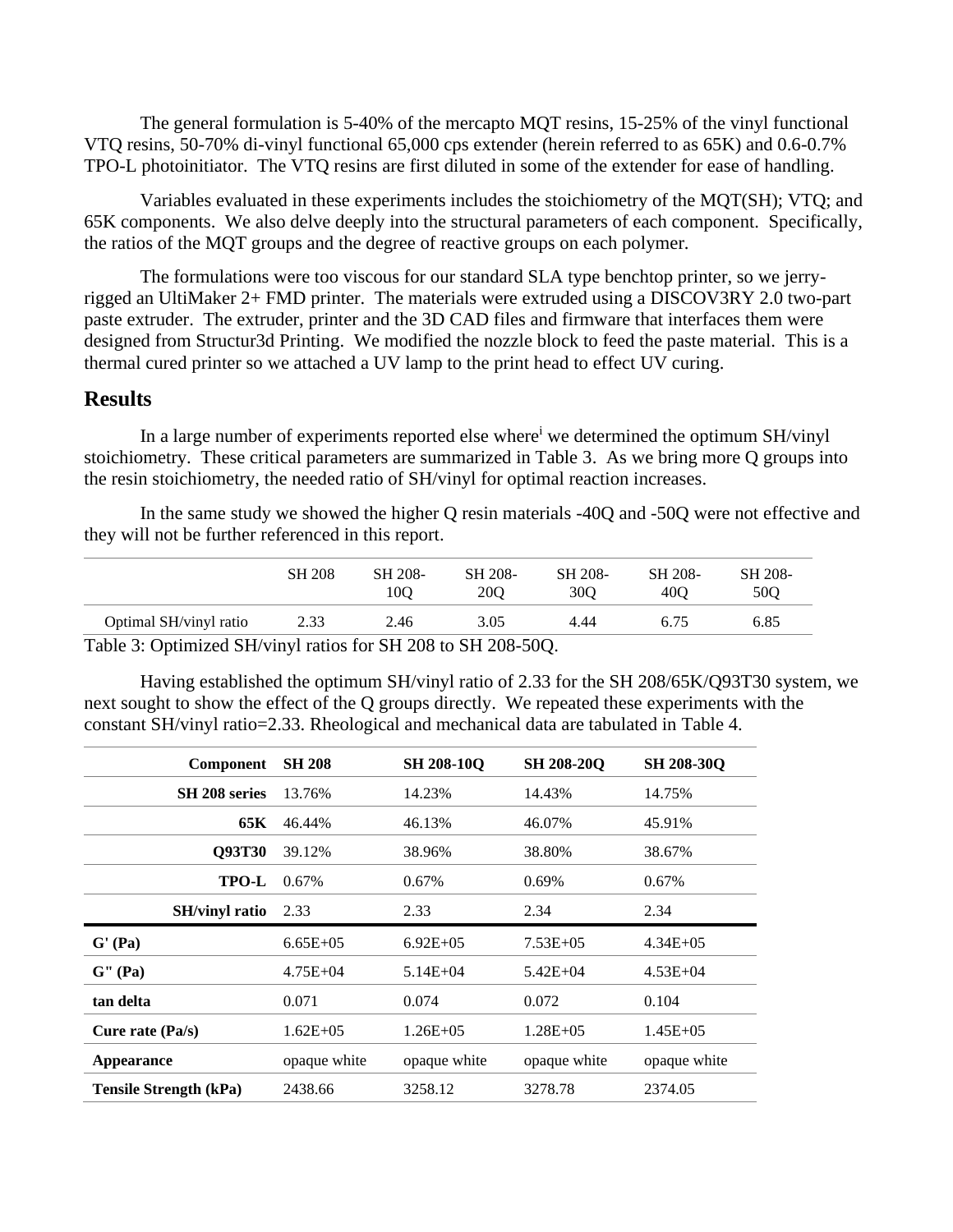The general formulation is 5-40% of the mercapto MQT resins, 15-25% of the vinyl functional VTQ resins, 50-70% di-vinyl functional 65,000 cps extender (herein referred to as 65K) and 0.6-0.7% TPO-L photoinitiator. The VTQ resins are first diluted in some of the extender for ease of handling.

Variables evaluated in these experiments includes the stoichiometry of the MQT(SH); VTQ; and 65K components. We also delve deeply into the structural parameters of each component. Specifically, the ratios of the MQT groups and the degree of reactive groups on each polymer.

The formulations were too viscous for our standard SLA type benchtop printer, so we jerry-rigged an UltiMaker 2+ FMD printer. The materials were extruded using a DISCOV3RY 2.0 two-part paste extruder. The extruder, printer and the 3D CAD files and firmware that interfaces them were designed from Structur3d Printing. We modified the nozzle block to feed the paste material. This is a thermal cured printer so we attached a UV lamp to the print head to effect UV curing.

## Results

In a large number of experiments reported else where[i] we determined the optimum SH/vinyl stoichiometry. These critical parameters are summarized in Table 3. As we bring more Q groups into the resin stoichiometry, the needed ratio of SH/vinyl for optimal reaction increases.

In the same study we showed the higher Q resin materials -40Q and -50Q were not effective and they will not be further referenced in this report.

| | SH 208 | SH 208-10Q | SH 208-20Q | SH 208-30Q | SH 208-40Q | SH 208-50Q |
|---|---|---|---|---|---|---|
| Optimal SH/vinyl ratio | 2.33 | 2.46 | 3.05 | 4.44 | 6.75 | 6.85 |

Table 3: Optimized SH/vinyl ratios for SH 208 to SH 208-50Q.

Having established the optimum SH/vinyl ratio of 2.33 for the SH 208/65K/Q93T30 system, we next sought to show the effect of the Q groups directly. We repeated these experiments with the constant SH/vinyl ratio=2.33. Rheological and mechanical data are tabulated in Table 4.

| Component | SH 208 | SH 208-10Q | SH 208-20Q | SH 208-30Q |
|---|---|---|---|---|
| SH 208 series | 13.76% | 14.23% | 14.43% | 14.75% |
| 65K | 46.44% | 46.13% | 46.07% | 45.91% |
| Q93T30 | 39.12% | 38.96% | 38.80% | 38.67% |
| TPO-L | 0.67% | 0.67% | 0.69% | 0.67% |
| SH/vinyl ratio | 2.33 | 2.33 | 2.34 | 2.34 |
| G' (Pa) | 6.65E+05 | 6.92E+05 | 7.53E+05 | 4.34E+05 |
| G" (Pa) | 4.75E+04 | 5.14E+04 | 5.42E+04 | 4.53E+04 |
| tan delta | 0.071 | 0.074 | 0.072 | 0.104 |
| Cure rate (Pa/s) | 1.62E+05 | 1.26E+05 | 1.28E+05 | 1.45E+05 |
| Appearance | opaque white | opaque white | opaque white | opaque white |
| Tensile Strength (kPa) | 2438.66 | 3258.12 | 3278.78 | 2374.05 |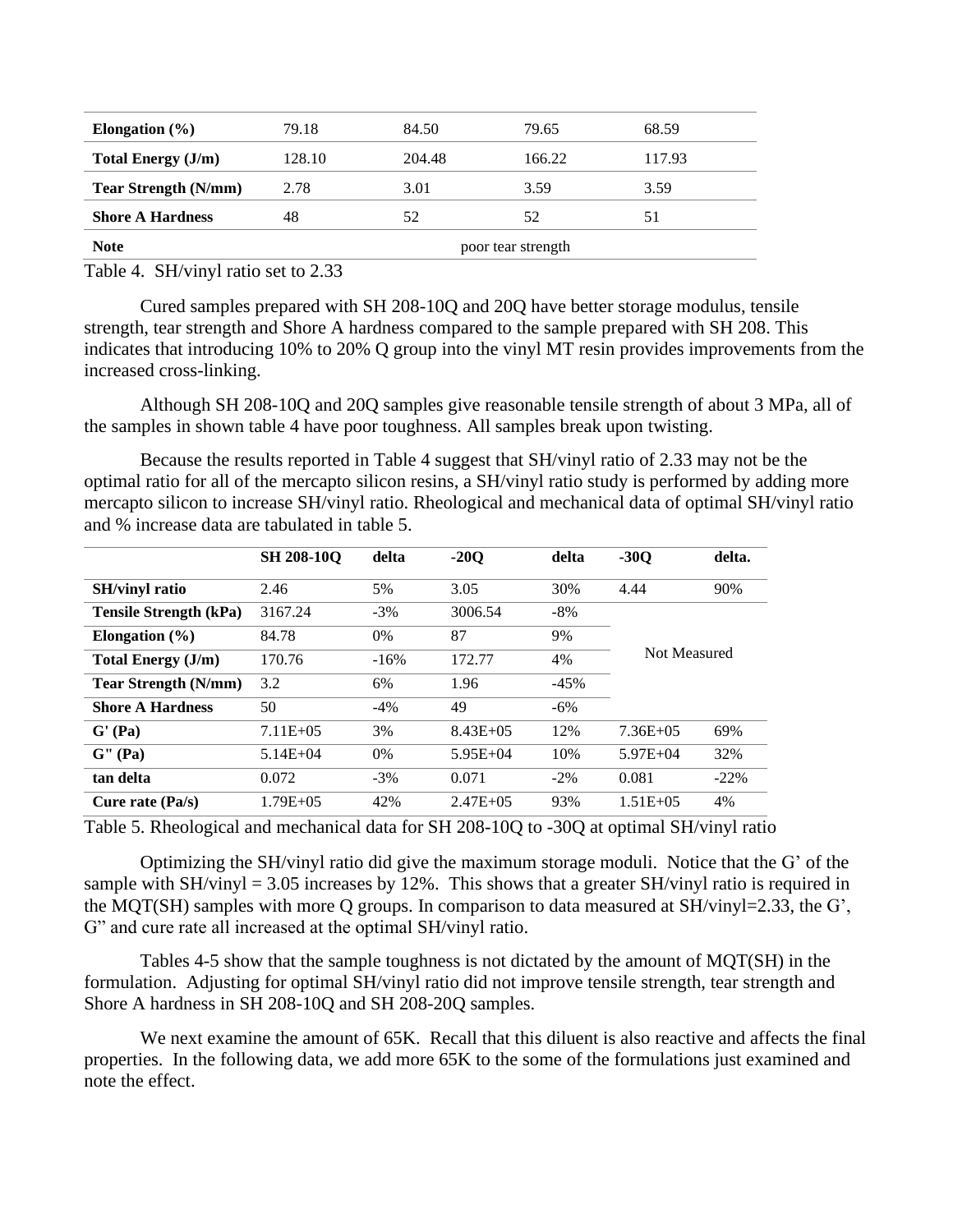| Elongation (%) | 79.18 | 84.50 | 79.65 | 68.59 |
|---|---|---|---|---|
| **Total Energy (J/m)** | 128.10 | 204.48 | 166.22 | 117.93 |
| **Tear Strength (N/mm)** | 2.78 | 3.01 | 3.59 | 3.59 |
| **Shore A Hardness** | 48 | 52 | 52 | 51 |
| **Note** | | poor tear strength | | |

Table 4. SH/vinyl ratio set to 2.33

Cured samples prepared with SH 208-10Q and 20Q have better storage modulus, tensile strength, tear strength and Shore A hardness compared to the sample prepared with SH 208. This indicates that introducing 10% to 20% Q group into the vinyl MT resin provides improvements from the increased cross-linking.

Although SH 208-10Q and 20Q samples give reasonable tensile strength of about 3 MPa, all of the samples in shown table 4 have poor toughness. All samples break upon twisting.

Because the results reported in Table 4 suggest that SH/vinyl ratio of 2.33 may not be the optimal ratio for all of the mercapto silicon resins, a SH/vinyl ratio study is performed by adding more mercapto silicon to increase SH/vinyl ratio. Rheological and mechanical data of optimal SH/vinyl ratio and % increase data are tabulated in table 5.

| | SH 208-10Q | delta | -20Q | delta | -30Q | delta. |
|---|---|---|---|---|---|---|
| **SH/vinyl ratio** | 2.46 | 5% | 3.05 | 30% | 4.44 | 90% |
| **Tensile Strength (kPa)** | 3167.24 | -3% | 3006.54 | -8% | Not Measured | |
| **Elongation (%)** | 84.78 | 0% | 87 | 9% | | |
| **Total Energy (J/m)** | 170.76 | -16% | 172.77 | 4% | | |
| **Tear Strength (N/mm)** | 3.2 | 6% | 1.96 | -45% | | |
| **Shore A Hardness** | 50 | -4% | 49 | -6% | | |
| **G' (Pa)** | 7.11E+05 | 3% | 8.43E+05 | 12% | 7.36E+05 | 69% |
| **G" (Pa)** | 5.14E+04 | 0% | 5.95E+04 | 10% | 5.97E+04 | 32% |
| **tan delta** | 0.072 | -3% | 0.071 | -2% | 0.081 | -22% |
| **Cure rate (Pa/s)** | 1.79E+05 | 42% | 2.47E+05 | 93% | 1.51E+05 | 4% |

Table 5. Rheological and mechanical data for SH 208-10Q to -30Q at optimal SH/vinyl ratio

Optimizing the SH/vinyl ratio did give the maximum storage moduli. Notice that the G' of the sample with SH/vinyl = 3.05 increases by 12%. This shows that a greater SH/vinyl ratio is required in the MQT(SH) samples with more Q groups. In comparison to data measured at SH/vinyl=2.33, the G', G" and cure rate all increased at the optimal SH/vinyl ratio.

Tables 4-5 show that the sample toughness is not dictated by the amount of MQT(SH) in the formulation. Adjusting for optimal SH/vinyl ratio did not improve tensile strength, tear strength and Shore A hardness in SH 208-10Q and SH 208-20Q samples.

We next examine the amount of 65K. Recall that this diluent is also reactive and affects the final properties. In the following data, we add more 65K to the some of the formulations just examined and note the effect.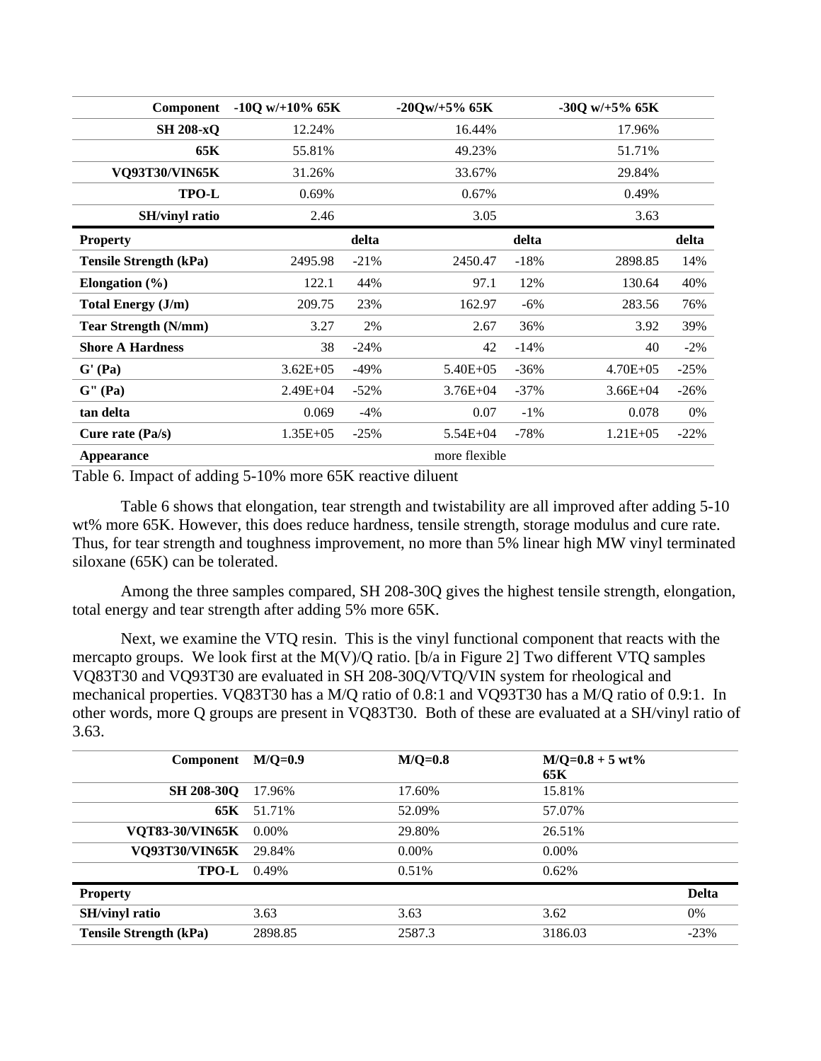| Component | -10Q w/+10% 65K | | -20Qw/+5% 65K | | -30Q w/+5% 65K | |
|---|---|---|---|---|---|---|
| SH 208-xQ | 12.24% | | 16.44% | | 17.96% | |
| 65K | 55.81% | | 49.23% | | 51.71% | |
| VQ93T30/VIN65K | 31.26% | | 33.67% | | 29.84% | |
| TPO-L | 0.69% | | 0.67% | | 0.49% | |
| SH/vinyl ratio | 2.46 | | 3.05 | | 3.63 | |
| **Property** | | **delta** | | **delta** | | **delta** |
| **Tensile Strength (kPa)** | 2495.98 | -21% | 2450.47 | -18% | 2898.85 | 14% |
| **Elongation (%)** | 122.1 | 44% | 97.1 | 12% | 130.64 | 40% |
| **Total Energy (J/m)** | 209.75 | 23% | 162.97 | -6% | 283.56 | 76% |
| **Tear Strength (N/mm)** | 3.27 | 2% | 2.67 | 36% | 3.92 | 39% |
| **Shore A Hardness** | 38 | -24% | 42 | -14% | 40 | -2% |
| **G' (Pa)** | 3.62E+05 | -49% | 5.40E+05 | -36% | 4.70E+05 | -25% |
| **G" (Pa)** | 2.49E+04 | -52% | 3.76E+04 | -37% | 3.66E+04 | -26% |
| **tan delta** | 0.069 | -4% | 0.07 | -1% | 0.078 | 0% |
| **Cure rate (Pa/s)** | 1.35E+05 | -25% | 5.54E+04 | -78% | 1.21E+05 | -22% |
| **Appearance** | | | more flexible | | | |

Table 6. Impact of adding 5-10% more 65K reactive diluent

Table 6 shows that elongation, tear strength and twistability are all improved after adding 5-10 wt% more 65K. However, this does reduce hardness, tensile strength, storage modulus and cure rate. Thus, for tear strength and toughness improvement, no more than 5% linear high MW vinyl terminated siloxane (65K) can be tolerated.

Among the three samples compared, SH 208-30Q gives the highest tensile strength, elongation, total energy and tear strength after adding 5% more 65K.

Next, we examine the VTQ resin. This is the vinyl functional component that reacts with the mercapto groups. We look first at the M(V)/Q ratio. [b/a in Figure 2] Two different VTQ samples VQ83T30 and VQ93T30 are evaluated in SH 208-30Q/VTQ/VIN system for rheological and mechanical properties. VQ83T30 has a M/Q ratio of 0.8:1 and VQ93T30 has a M/Q ratio of 0.9:1. In other words, more Q groups are present in VQ83T30. Both of these are evaluated at a SH/vinyl ratio of 3.63.

| Component | M/Q=0.9 | M/Q=0.8 | M/Q=0.8 + 5 wt% 65K | |
|---|---|---|---|---|
| SH 208-30Q | 17.96% | 17.60% | 15.81% | |
| 65K | 51.71% | 52.09% | 57.07% | |
| VQT83-30/VIN65K | 0.00% | 29.80% | 26.51% | |
| VQ93T30/VIN65K | 29.84% | 0.00% | 0.00% | |
| TPO-L | 0.49% | 0.51% | 0.62% | |
| **Property** | | | | **Delta** |
| **SH/vinyl ratio** | 3.63 | 3.63 | 3.62 | 0% |
| **Tensile Strength (kPa)** | 2898.85 | 2587.3 | 3186.03 | -23% |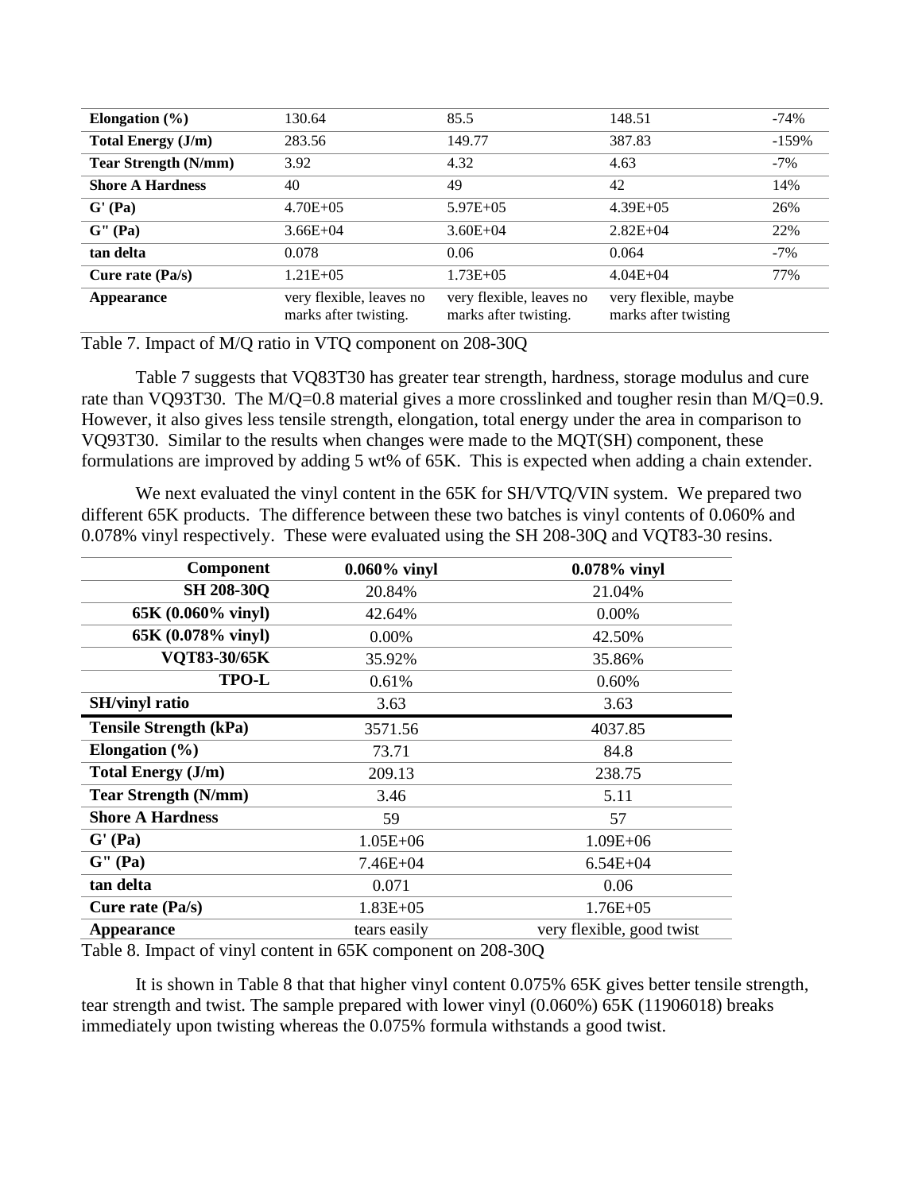| | | | | |
|---|---|---|---|---|
| **Elongation (%)** | 130.64 | 85.5 | 148.51 | -74% |
| **Total Energy (J/m)** | 283.56 | 149.77 | 387.83 | -159% |
| **Tear Strength (N/mm)** | 3.92 | 4.32 | 4.63 | -7% |
| **Shore A Hardness** | 40 | 49 | 42 | 14% |
| **G' (Pa)** | 4.70E+05 | 5.97E+05 | 4.39E+05 | 26% |
| **G" (Pa)** | 3.66E+04 | 3.60E+04 | 2.82E+04 | 22% |
| **tan delta** | 0.078 | 0.06 | 0.064 | -7% |
| **Cure rate (Pa/s)** | 1.21E+05 | 1.73E+05 | 4.04E+04 | 77% |
| **Appearance** | very flexible, leaves no marks after twisting. | very flexible, leaves no marks after twisting. | very flexible, maybe marks after twisting | |

Table 7. Impact of M/Q ratio in VTQ component on 208-30Q

Table 7 suggests that VQ83T30 has greater tear strength, hardness, storage modulus and cure rate than VQ93T30. The M/Q=0.8 material gives a more crosslinked and tougher resin than M/Q=0.9. However, it also gives less tensile strength, elongation, total energy under the area in comparison to VQ93T30. Similar to the results when changes were made to the MQT(SH) component, these formulations are improved by adding 5 wt% of 65K. This is expected when adding a chain extender.

We next evaluated the vinyl content in the 65K for SH/VTQ/VIN system. We prepared two different 65K products. The difference between these two batches is vinyl contents of 0.060% and 0.078% vinyl respectively. These were evaluated using the SH 208-30Q and VQT83-30 resins.

| Component | 0.060% vinyl | 0.078% vinyl |
|---|---|---|
| **SH 208-30Q** | 20.84% | 21.04% |
| **65K (0.060% vinyl)** | 42.64% | 0.00% |
| **65K (0.078% vinyl)** | 0.00% | 42.50% |
| **VQT83-30/65K** | 35.92% | 35.86% |
| **TPO-L** | 0.61% | 0.60% |
| **SH/vinyl ratio** | 3.63 | 3.63 |
| **Tensile Strength (kPa)** | 3571.56 | 4037.85 |
| **Elongation (%)** | 73.71 | 84.8 |
| **Total Energy (J/m)** | 209.13 | 238.75 |
| **Tear Strength (N/mm)** | 3.46 | 5.11 |
| **Shore A Hardness** | 59 | 57 |
| **G' (Pa)** | 1.05E+06 | 1.09E+06 |
| **G" (Pa)** | 7.46E+04 | 6.54E+04 |
| **tan delta** | 0.071 | 0.06 |
| **Cure rate (Pa/s)** | 1.83E+05 | 1.76E+05 |
| **Appearance** | tears easily | very flexible, good twist |

Table 8. Impact of vinyl content in 65K component on 208-30Q

It is shown in Table 8 that that higher vinyl content 0.075% 65K gives better tensile strength, tear strength and twist. The sample prepared with lower vinyl (0.060%) 65K (11906018) breaks immediately upon twisting whereas the 0.075% formula withstands a good twist.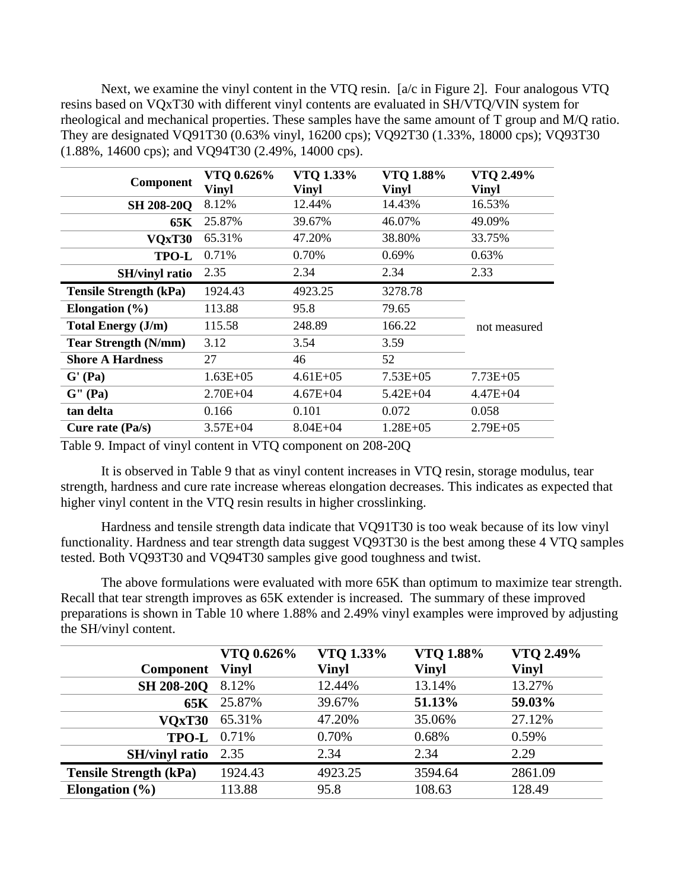Next, we examine the vinyl content in the VTQ resin. [a/c in Figure 2]. Four analogous VTQ resins based on VQxT30 with different vinyl contents are evaluated in SH/VTQ/VIN system for rheological and mechanical properties. These samples have the same amount of T group and M/Q ratio. They are designated VQ91T30 (0.63% vinyl, 16200 cps); VQ92T30 (1.33%, 18000 cps); VQ93T30 (1.88%, 14600 cps); and VQ94T30 (2.49%, 14000 cps).

| Component | VTQ 0.626% Vinyl | VTQ 1.33% Vinyl | VTQ 1.88% Vinyl | VTQ 2.49% Vinyl |
|---|---|---|---|---|
| SH 208-20Q | 8.12% | 12.44% | 14.43% | 16.53% |
| 65K | 25.87% | 39.67% | 46.07% | 49.09% |
| VQxT30 | 65.31% | 47.20% | 38.80% | 33.75% |
| TPO-L | 0.71% | 0.70% | 0.69% | 0.63% |
| SH/vinyl ratio | 2.35 | 2.34 | 2.34 | 2.33 |
| **Tensile Strength (kPa)** | 1924.43 | 4923.25 | 3278.78 | not measured |
| **Elongation (%)** | 113.88 | 95.8 | 79.65 | |
| **Total Energy (J/m)** | 115.58 | 248.89 | 166.22 | |
| **Tear Strength (N/mm)** | 3.12 | 3.54 | 3.59 | |
| **Shore A Hardness** | 27 | 46 | 52 | |
| **G' (Pa)** | 1.63E+05 | 4.61E+05 | 7.53E+05 | 7.73E+05 |
| **G" (Pa)** | 2.70E+04 | 4.67E+04 | 5.42E+04 | 4.47E+04 |
| **tan delta** | 0.166 | 0.101 | 0.072 | 0.058 |
| **Cure rate (Pa/s)** | 3.57E+04 | 8.04E+04 | 1.28E+05 | 2.79E+05 |

Table 9. Impact of vinyl content in VTQ component on 208-20Q

It is observed in Table 9 that as vinyl content increases in VTQ resin, storage modulus, tear strength, hardness and cure rate increase whereas elongation decreases. This indicates as expected that higher vinyl content in the VTQ resin results in higher crosslinking.

Hardness and tensile strength data indicate that VQ91T30 is too weak because of its low vinyl functionality. Hardness and tear strength data suggest VQ93T30 is the best among these 4 VTQ samples tested. Both VQ93T30 and VQ94T30 samples give good toughness and twist.

The above formulations were evaluated with more 65K than optimum to maximize tear strength. Recall that tear strength improves as 65K extender is increased. The summary of these improved preparations is shown in Table 10 where 1.88% and 2.49% vinyl examples were improved by adjusting the SH/vinyl content.

| Component | VTQ 0.626% Vinyl | VTQ 1.33% Vinyl | VTQ 1.88% Vinyl | VTQ 2.49% Vinyl |
|---|---|---|---|---|
| SH 208-20Q | 8.12% | 12.44% | 13.14% | 13.27% |
| 65K | 25.87% | 39.67% | **51.13%** | **59.03%** |
| VQxT30 | 65.31% | 47.20% | 35.06% | 27.12% |
| TPO-L | 0.71% | 0.70% | 0.68% | 0.59% |
| SH/vinyl ratio | 2.35 | 2.34 | 2.34 | 2.29 |
| **Tensile Strength (kPa)** | 1924.43 | 4923.25 | 3594.64 | 2861.09 |
| **Elongation (%)** | 113.88 | 95.8 | 108.63 | 128.49 |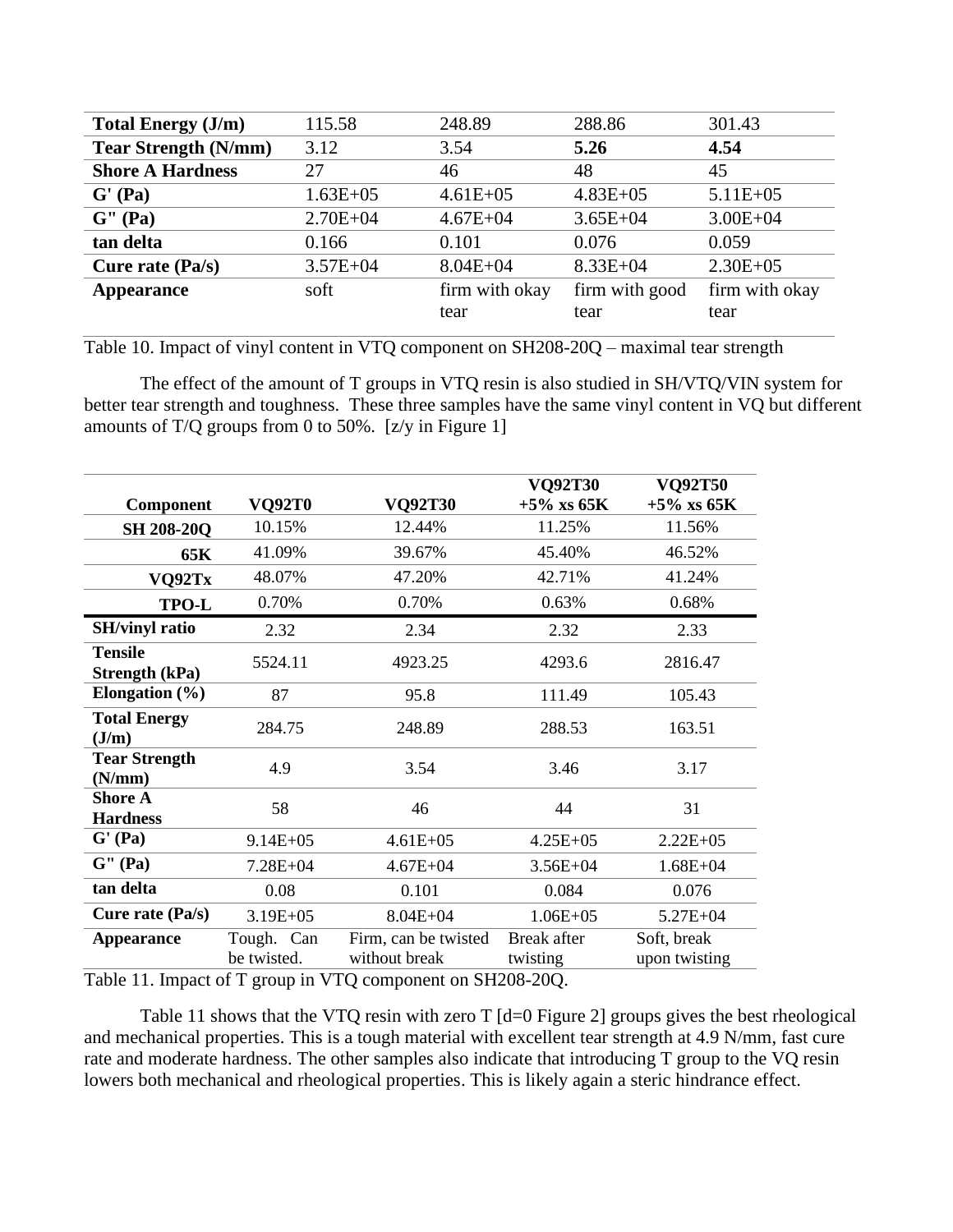| | | | | |
|---|---|---|---|---|
| **Total Energy (J/m)** | 115.58 | 248.89 | 288.86 | 301.43 |
| **Tear Strength (N/mm)** | 3.12 | 3.54 | **5.26** | **4.54** |
| **Shore A Hardness** | 27 | 46 | 48 | 45 |
| **G' (Pa)** | 1.63E+05 | 4.61E+05 | 4.83E+05 | 5.11E+05 |
| **G" (Pa)** | 2.70E+04 | 4.67E+04 | 3.65E+04 | 3.00E+04 |
| **tan delta** | 0.166 | 0.101 | 0.076 | 0.059 |
| **Cure rate (Pa/s)** | 3.57E+04 | 8.04E+04 | 8.33E+04 | 2.30E+05 |
| **Appearance** | soft | firm with okay tear | firm with good tear | firm with okay tear |

Table 10. Impact of vinyl content in VTQ component on SH208-20Q – maximal tear strength

The effect of the amount of T groups in VTQ resin is also studied in SH/VTQ/VIN system for better tear strength and toughness. These three samples have the same vinyl content in VQ but different amounts of T/Q groups from 0 to 50%. [z/y in Figure 1]

| Component | VQ92T0 | VQ92T30 | VQ92T30 +5% xs 65K | VQ92T50 +5% xs 65K |
|---|---|---|---|---|
| **SH 208-20Q** | 10.15% | 12.44% | 11.25% | 11.56% |
| **65K** | 41.09% | 39.67% | 45.40% | 46.52% |
| **VQ92Tx** | 48.07% | 47.20% | 42.71% | 41.24% |
| **TPO-L** | 0.70% | 0.70% | 0.63% | 0.68% |
| **SH/vinyl ratio** | 2.32 | 2.34 | 2.32 | 2.33 |
| **Tensile Strength (kPa)** | 5524.11 | 4923.25 | 4293.6 | 2816.47 |
| **Elongation (%)** | 87 | 95.8 | 111.49 | 105.43 |
| **Total Energy (J/m)** | 284.75 | 248.89 | 288.53 | 163.51 |
| **Tear Strength (N/mm)** | 4.9 | 3.54 | 3.46 | 3.17 |
| **Shore A Hardness** | 58 | 46 | 44 | 31 |
| **G' (Pa)** | 9.14E+05 | 4.61E+05 | 4.25E+05 | 2.22E+05 |
| **G" (Pa)** | 7.28E+04 | 4.67E+04 | 3.56E+04 | 1.68E+04 |
| **tan delta** | 0.08 | 0.101 | 0.084 | 0.076 |
| **Cure rate (Pa/s)** | 3.19E+05 | 8.04E+04 | 1.06E+05 | 5.27E+04 |
| **Appearance** | Tough. Can be twisted. | Firm, can be twisted without break | Break after twisting | Soft, break upon twisting |

Table 11. Impact of T group in VTQ component on SH208-20Q.

Table 11 shows that the VTQ resin with zero T [d=0 Figure 2] groups gives the best rheological and mechanical properties. This is a tough material with excellent tear strength at 4.9 N/mm, fast cure rate and moderate hardness. The other samples also indicate that introducing T group to the VQ resin lowers both mechanical and rheological properties. This is likely again a steric hindrance effect.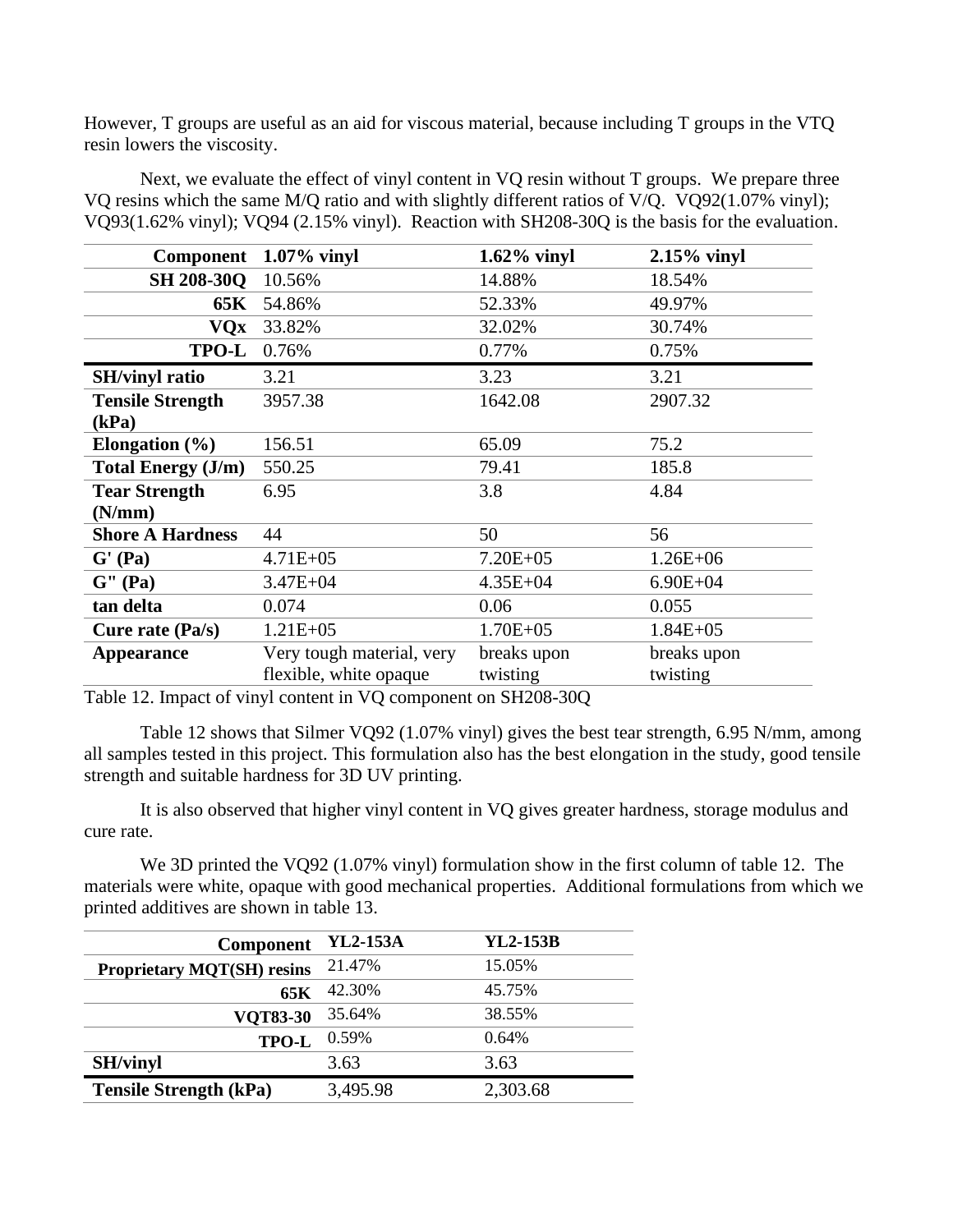However, T groups are useful as an aid for viscous material, because including T groups in the VTQ resin lowers the viscosity.

Next, we evaluate the effect of vinyl content in VQ resin without T groups. We prepare three VQ resins which the same M/Q ratio and with slightly different ratios of V/Q. VQ92(1.07% vinyl); VQ93(1.62% vinyl); VQ94 (2.15% vinyl). Reaction with SH208-30Q is the basis for the evaluation.

| Component | 1.07% vinyl | 1.62% vinyl | 2.15% vinyl |
|---|---|---|---|
| SH 208-30Q | 10.56% | 14.88% | 18.54% |
| 65K | 54.86% | 52.33% | 49.97% |
| VQx | 33.82% | 32.02% | 30.74% |
| TPO-L | 0.76% | 0.77% | 0.75% |
| **SH/vinyl ratio** | 3.21 | 3.23 | 3.21 |
| **Tensile Strength (kPa)** | 3957.38 | 1642.08 | 2907.32 |
| **Elongation (%)** | 156.51 | 65.09 | 75.2 |
| **Total Energy (J/m)** | 550.25 | 79.41 | 185.8 |
| **Tear Strength (N/mm)** | 6.95 | 3.8 | 4.84 |
| **Shore A Hardness** | 44 | 50 | 56 |
| **G' (Pa)** | 4.71E+05 | 7.20E+05 | 1.26E+06 |
| **G" (Pa)** | 3.47E+04 | 4.35E+04 | 6.90E+04 |
| **tan delta** | 0.074 | 0.06 | 0.055 |
| **Cure rate (Pa/s)** | 1.21E+05 | 1.70E+05 | 1.84E+05 |
| **Appearance** | Very tough material, very flexible, white opaque | breaks upon twisting | breaks upon twisting |

Table 12. Impact of vinyl content in VQ component on SH208-30Q

Table 12 shows that Silmer VQ92 (1.07% vinyl) gives the best tear strength, 6.95 N/mm, among all samples tested in this project. This formulation also has the best elongation in the study, good tensile strength and suitable hardness for 3D UV printing.

It is also observed that higher vinyl content in VQ gives greater hardness, storage modulus and cure rate.

We 3D printed the VQ92 (1.07% vinyl) formulation show in the first column of table 12. The materials were white, opaque with good mechanical properties. Additional formulations from which we printed additives are shown in table 13.

| Component | YL2-153A | YL2-153B |
|---|---|---|
| Proprietary MQT(SH) resins | 21.47% | 15.05% |
| 65K | 42.30% | 45.75% |
| VQT83-30 | 35.64% | 38.55% |
| TPO-L | 0.59% | 0.64% |
| **SH/vinyl** | 3.63 | 3.63 |
| **Tensile Strength (kPa)** | 3,495.98 | 2,303.68 |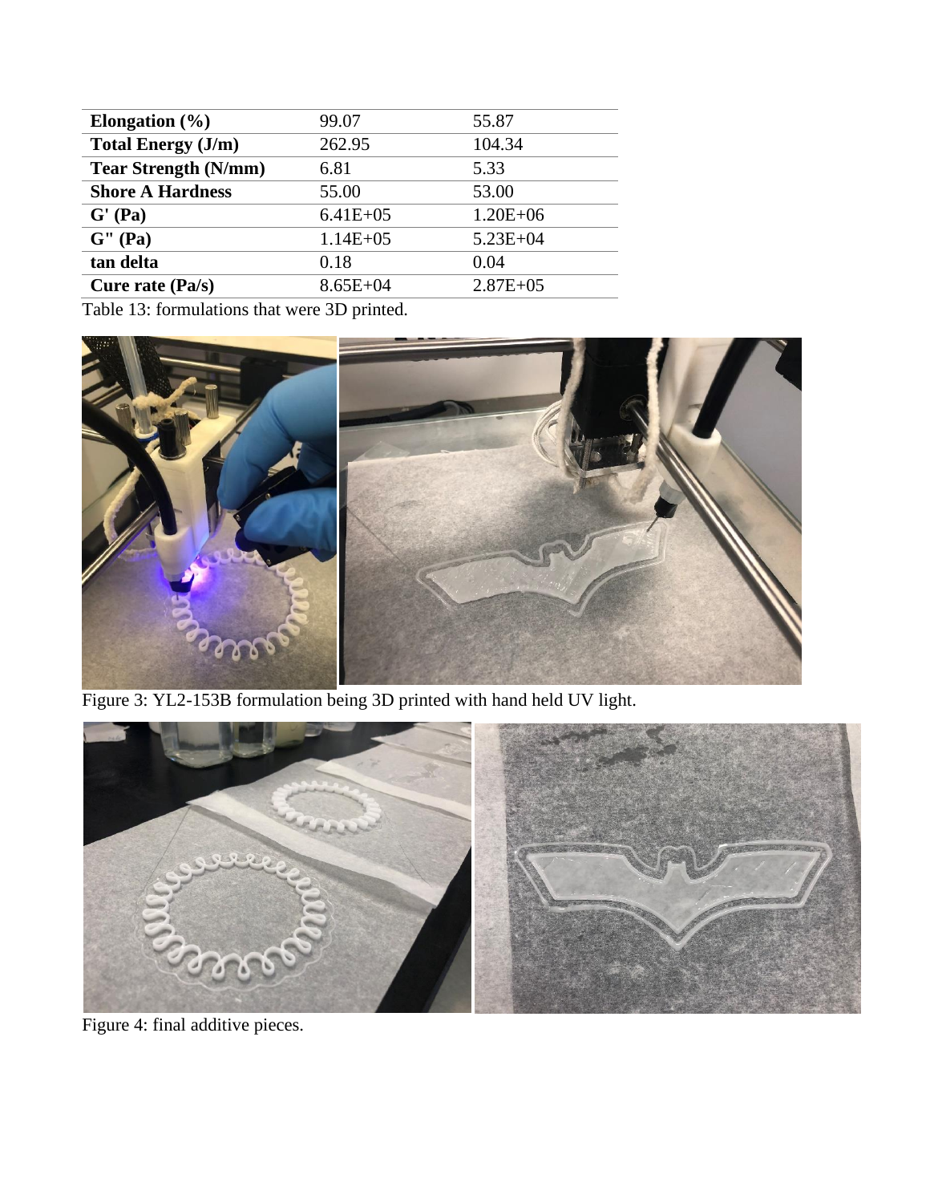| **Elongation (%)** | 99.07 | 55.87 |
| --- | --- | --- |
| **Total Energy (J/m)** | 262.95 | 104.34 |
| **Tear Strength (N/mm)** | 6.81 | 5.33 |
| **Shore A Hardness** | 55.00 | 53.00 |
| **G' (Pa)** | 6.41E+05 | 1.20E+06 |
| **G" (Pa)** | 1.14E+05 | 5.23E+04 |
| **tan delta** | 0.18 | 0.04 |
| **Cure rate (Pa/s)** | 8.65E+04 | 2.87E+05 |

Table 13: formulations that were 3D printed.

Figure 3: YL2-153B formulation being 3D printed with hand held UV light.

Figure 4: final additive pieces.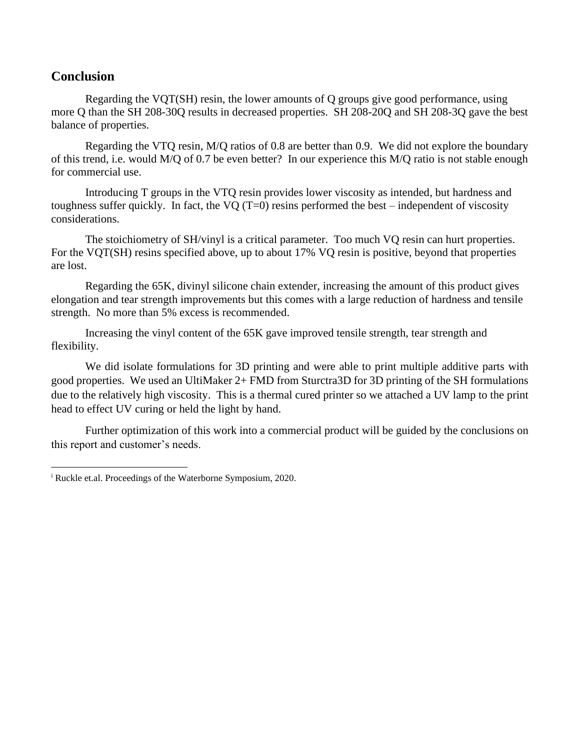## Conclusion

Regarding the VQT(SH) resin, the lower amounts of Q groups give good performance, using more Q than the SH 208-30Q results in decreased properties. SH 208-20Q and SH 208-3Q gave the best balance of properties.

Regarding the VTQ resin, M/Q ratios of 0.8 are better than 0.9. We did not explore the boundary of this trend, i.e. would M/Q of 0.7 be even better? In our experience this M/Q ratio is not stable enough for commercial use.

Introducing T groups in the VTQ resin provides lower viscosity as intended, but hardness and toughness suffer quickly. In fact, the VQ (T=0) resins performed the best – independent of viscosity considerations.

The stoichiometry of SH/vinyl is a critical parameter. Too much VQ resin can hurt properties. For the VQT(SH) resins specified above, up to about 17% VQ resin is positive, beyond that properties are lost.

Regarding the 65K, divinyl silicone chain extender, increasing the amount of this product gives elongation and tear strength improvements but this comes with a large reduction of hardness and tensile strength. No more than 5% excess is recommended.

Increasing the vinyl content of the 65K gave improved tensile strength, tear strength and flexibility.

We did isolate formulations for 3D printing and were able to print multiple additive parts with good properties. We used an UltiMaker 2+ FMD from Sturctra3D for 3D printing of the SH formulations due to the relatively high viscosity. This is a thermal cured printer so we attached a UV lamp to the print head to effect UV curing or held the light by hand.

Further optimization of this work into a commercial product will be guided by the conclusions on this report and customer's needs.

---

[i] Ruckle et.al. Proceedings of the Waterborne Symposium, 2020.